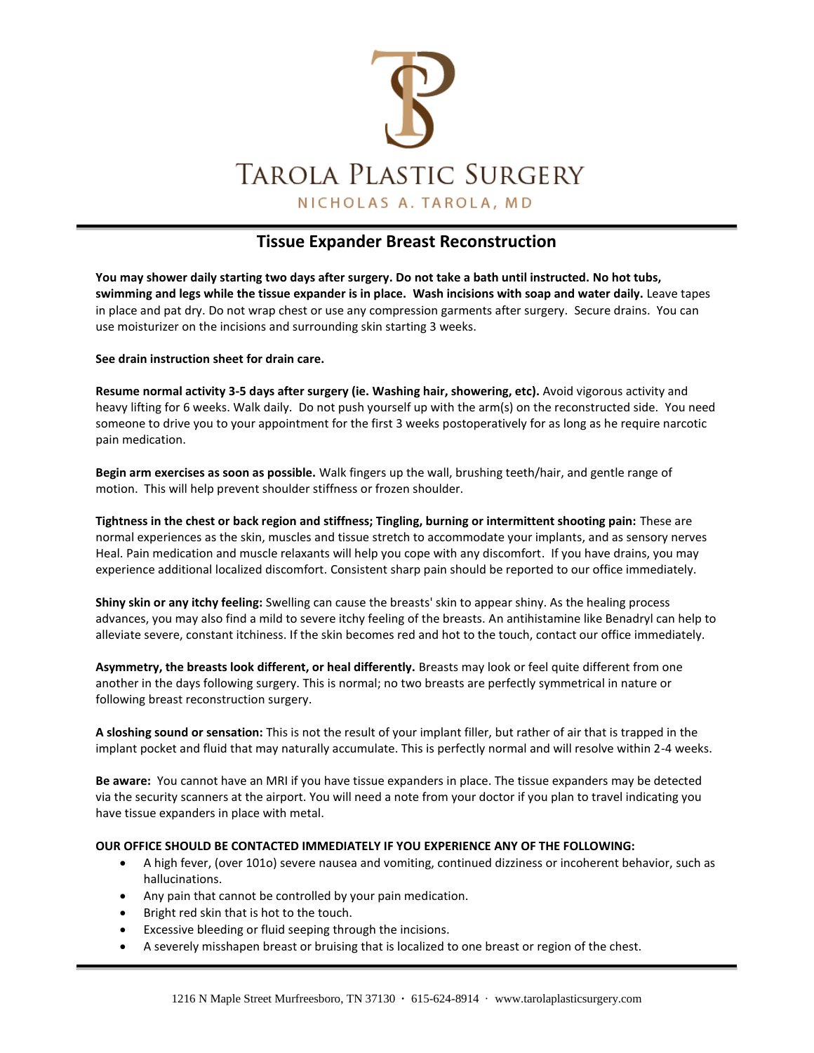# Tarola Plastic Surgery

NICHOLAS A. TAROLA, MD

## Tissue Expander Breast Reconstruction

**You may shower daily starting two days after surgery. Do not take a bath until instructed. No hot tubs, swimming and legs while the tissue expander is in place. Wash incisions with soap and water daily.** Leave tapes in place and pat dry. Do not wrap chest or use any compression garments after surgery. Secure drains. You can use moisturizer on the incisions and surrounding skin starting 3 weeks.

**See drain instruction sheet for drain care.**

**Resume normal activity 3-5 days after surgery (ie. Washing hair, showering, etc).** Avoid vigorous activity and heavy lifting for 6 weeks. Walk daily. Do not push yourself up with the arm(s) on the reconstructed side. You need someone to drive you to your appointment for the first 3 weeks postoperatively for as long as he require narcotic pain medication.

**Begin arm exercises as soon as possible.** Walk fingers up the wall, brushing teeth/hair, and gentle range of motion. This will help prevent shoulder stiffness or frozen shoulder.

**Tightness in the chest or back region and stiffness; Tingling, burning or intermittent shooting pain:** These are normal experiences as the skin, muscles and tissue stretch to accommodate your implants, and as sensory nerves Heal. Pain medication and muscle relaxants will help you cope with any discomfort. If you have drains, you may experience additional localized discomfort. Consistent sharp pain should be reported to our office immediately.

**Shiny skin or any itchy feeling:** Swelling can cause the breasts' skin to appear shiny. As the healing process advances, you may also find a mild to severe itchy feeling of the breasts. An antihistamine like Benadryl can help to alleviate severe, constant itchiness. If the skin becomes red and hot to the touch, contact our office immediately.

**Asymmetry, the breasts look different, or heal differently.** Breasts may look or feel quite different from one another in the days following surgery. This is normal; no two breasts are perfectly symmetrical in nature or following breast reconstruction surgery.

**A sloshing sound or sensation:** This is not the result of your implant filler, but rather of air that is trapped in the implant pocket and fluid that may naturally accumulate. This is perfectly normal and will resolve within 2-4 weeks.

**Be aware:** You cannot have an MRI if you have tissue expanders in place. The tissue expanders may be detected via the security scanners at the airport. You will need a note from your doctor if you plan to travel indicating you have tissue expanders in place with metal.

**OUR OFFICE SHOULD BE CONTACTED IMMEDIATELY IF YOU EXPERIENCE ANY OF THE FOLLOWING:**

- A high fever, (over 101o) severe nausea and vomiting, continued dizziness or incoherent behavior, such as hallucinations.
- Any pain that cannot be controlled by your pain medication.
- Bright red skin that is hot to the touch.
- Excessive bleeding or fluid seeping through the incisions.
- A severely misshapen breast or bruising that is localized to one breast or region of the chest.

1216 N Maple Street Murfreesboro, TN 37130 · 615-624-8914 · www.tarolaplasticsurgery.com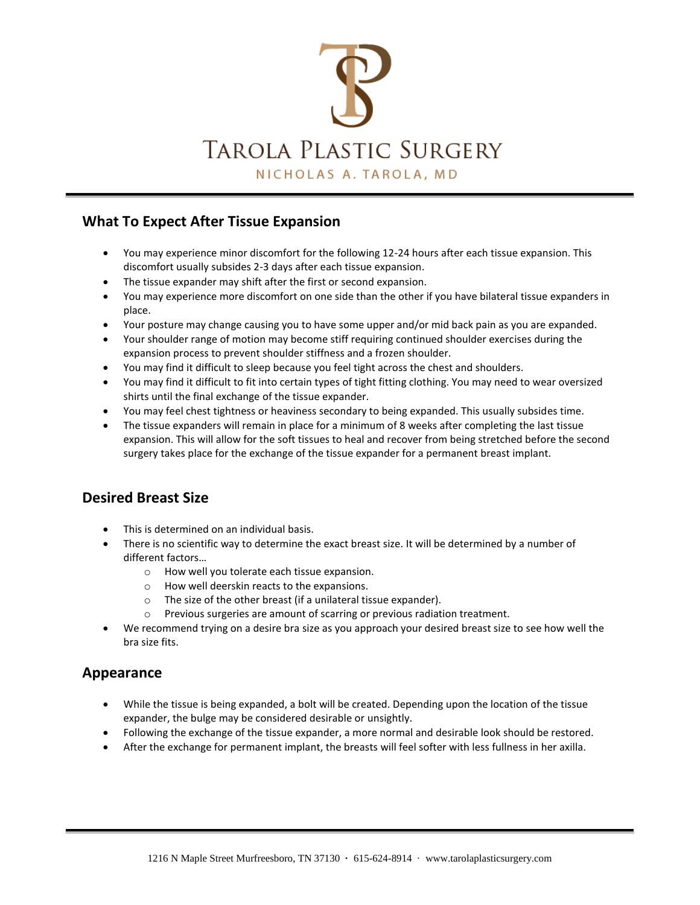# TAROLA PLASTIC SURGERY

NICHOLAS A. TAROLA, MD

## What To Expect After Tissue Expansion

- You may experience minor discomfort for the following 12-24 hours after each tissue expansion. This discomfort usually subsides 2-3 days after each tissue expansion.
- The tissue expander may shift after the first or second expansion.
- You may experience more discomfort on one side than the other if you have bilateral tissue expanders in place.
- Your posture may change causing you to have some upper and/or mid back pain as you are expanded.
- Your shoulder range of motion may become stiff requiring continued shoulder exercises during the expansion process to prevent shoulder stiffness and a frozen shoulder.
- You may find it difficult to sleep because you feel tight across the chest and shoulders.
- You may find it difficult to fit into certain types of tight fitting clothing. You may need to wear oversized shirts until the final exchange of the tissue expander.
- You may feel chest tightness or heaviness secondary to being expanded. This usually subsides time.
- The tissue expanders will remain in place for a minimum of 8 weeks after completing the last tissue expansion. This will allow for the soft tissues to heal and recover from being stretched before the second surgery takes place for the exchange of the tissue expander for a permanent breast implant.

## Desired Breast Size

- This is determined on an individual basis.
- There is no scientific way to determine the exact breast size. It will be determined by a number of different factors…
  - How well you tolerate each tissue expansion.
  - How well deerskin reacts to the expansions.
  - The size of the other breast (if a unilateral tissue expander).
  - Previous surgeries are amount of scarring or previous radiation treatment.
- We recommend trying on a desire bra size as you approach your desired breast size to see how well the bra size fits.

## Appearance

- While the tissue is being expanded, a bolt will be created. Depending upon the location of the tissue expander, the bulge may be considered desirable or unsightly.
- Following the exchange of the tissue expander, a more normal and desirable look should be restored.
- After the exchange for permanent implant, the breasts will feel softer with less fullness in her axilla.

1216 N Maple Street Murfreesboro, TN 37130 · 615-624-8914 · www.tarolaplasticsurgery.com